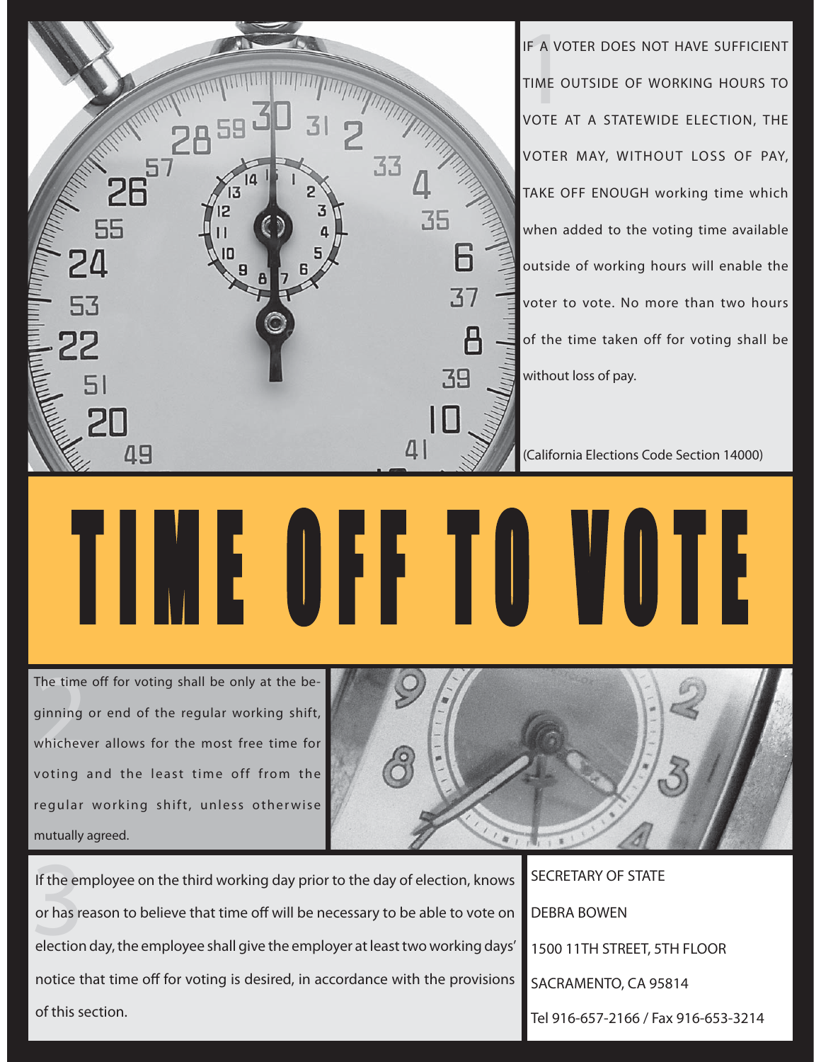# TIME OFF TO VOTE

1. IF A VOTER DOES NOT HAVE SUFFICIENT TIME OUTSIDE OF WORKING HOURS TO VOTE AT A STATEWIDE ELECTION, THE VOTER MAY, WITHOUT LOSS OF PAY, TAKE OFF ENOUGH working time which when added to the voting time available outside of working hours will enable the voter to vote. No more than two hours of the time taken off for voting shall be without loss of pay.

(California Elections Code Section 14000)

2. The time off for voting shall be only at the beginning or end of the regular working shift, whichever allows for the most free time for voting and the least time off from the regular working shift, unless otherwise mutually agreed.

3. If the employee on the third working day prior to the day of election, knows or has reason to believe that time off will be necessary to be able to vote on election day, the employee shall give the employer at least two working days' notice that time off for voting is desired, in accordance with the provisions of this section.

SECRETARY OF STATE

DEBRA BOWEN

1500 11TH STREET, 5TH FLOOR

SACRAMENTO, CA 95814

Tel 916-657-2166 / Fax 916-653-3214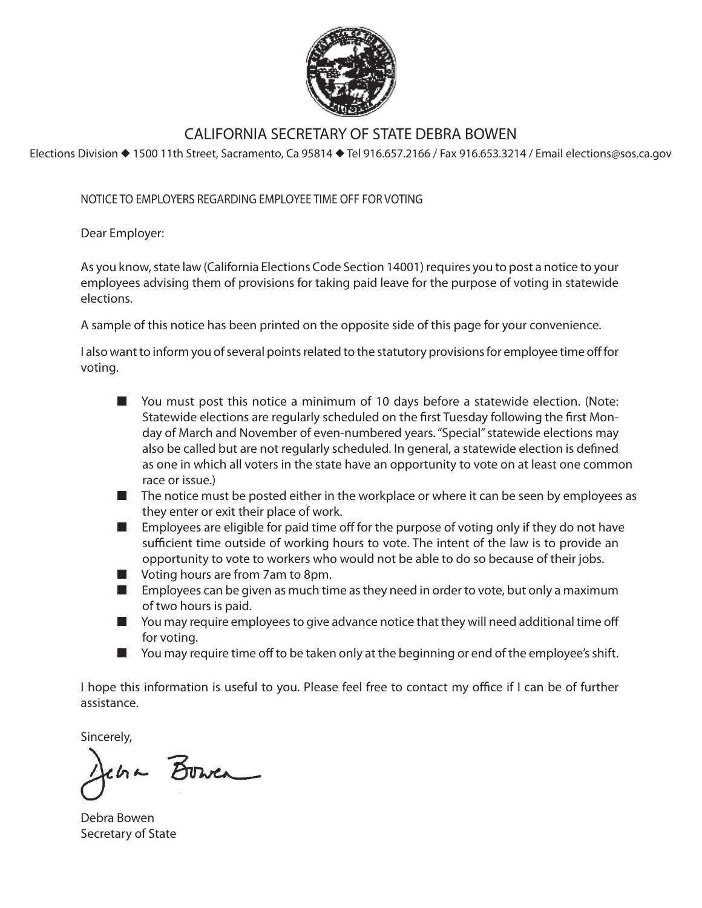# CALIFORNIA SECRETARY OF STATE DEBRA BOWEN

Elections Division ◆ 1500 11th Street, Sacramento, Ca 95814 ◆ Tel 916.657.2166 / Fax 916.653.3214 / Email elections@sos.ca.gov

NOTICE TO EMPLOYERS REGARDING EMPLOYEE TIME OFF FOR VOTING

Dear Employer:

As you know, state law (California Elections Code Section 14001) requires you to post a notice to your employees advising them of provisions for taking paid leave for the purpose of voting in statewide elections.

A sample of this notice has been printed on the opposite side of this page for your convenience.

I also want to inform you of several points related to the statutory provisions for employee time off for voting.

- You must post this notice a minimum of 10 days before a statewide election. (Note: Statewide elections are regularly scheduled on the first Tuesday following the first Monday of March and November of even-numbered years. "Special" statewide elections may also be called but are not regularly scheduled. In general, a statewide election is defined as one in which all voters in the state have an opportunity to vote on at least one common race or issue.)
- The notice must be posted either in the workplace or where it can be seen by employees as they enter or exit their place of work.
- Employees are eligible for paid time off for the purpose of voting only if they do not have sufficient time outside of working hours to vote. The intent of the law is to provide an opportunity to vote to workers who would not be able to do so because of their jobs.
- Voting hours are from 7am to 8pm.
- Employees can be given as much time as they need in order to vote, but only a maximum of two hours is paid.
- You may require employees to give advance notice that they will need additional time off for voting.
- You may require time off to be taken only at the beginning or end of the employee's shift.

I hope this information is useful to you. Please feel free to contact my office if I can be of further assistance.

Sincerely,

Debra Bowen
Secretary of State